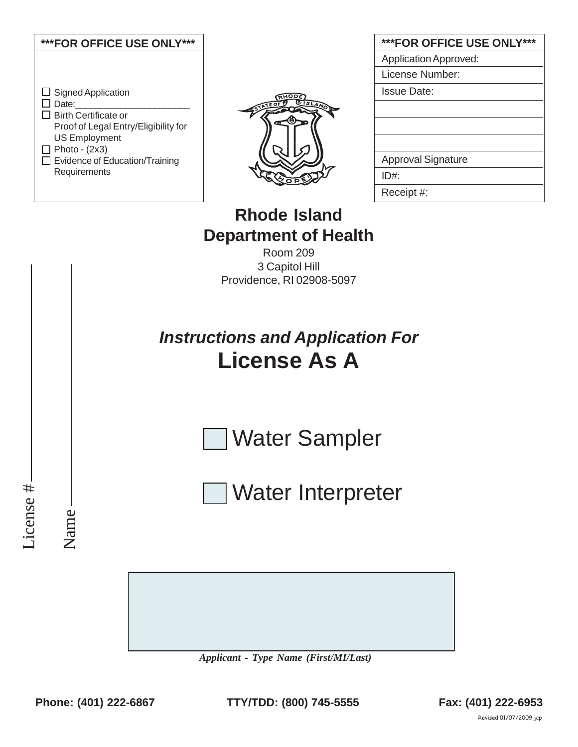| ***FOR OFFICE USE ONLY*** |
| --- |
| ☐ Signed Application |
| ☐ Date:______________________ |
| ☐ Birth Certificate or Proof of Legal Entry/Eligibility for US Employment |
| ☐ Photo - (2x3) |
| ☐ Evidence of Education/Training Requirements |

| ***FOR OFFICE USE ONLY*** |
| --- |
| Application Approved: |
| License Number: |
| Issue Date: |
| |
| |
| |
| Approval Signature |
| ID#: |
| Receipt #: |

# Rhode Island Department of Health

Room 209
3 Capitol Hill
Providence, RI 02908-5097

## *Instructions and Application For*
# License As A

☐ Water Sampler

☐ Water Interpreter

License # ____________

Name ____________

*Applicant - Type Name (First/MI/Last)*

**Phone: (401) 222-6867** **TTY/TDD: (800) 745-5555** **Fax: (401) 222-6953**

Revised 01/07/2009 jcp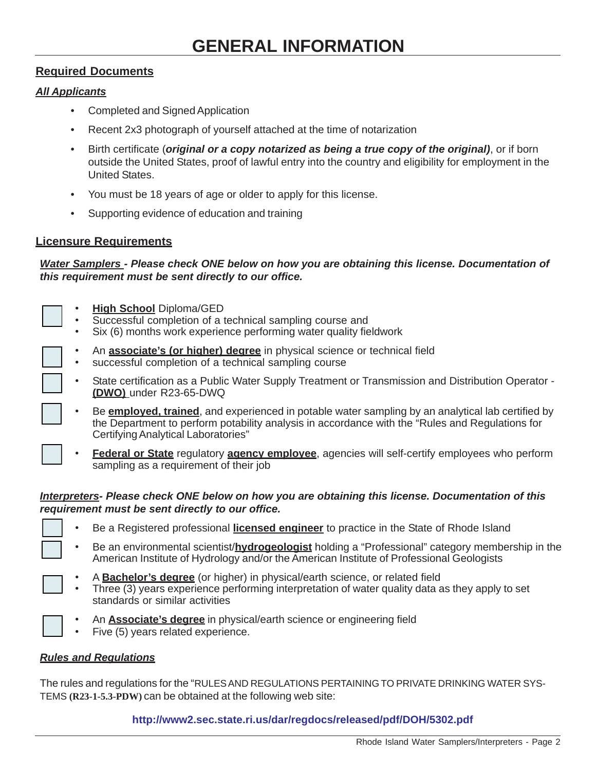# GENERAL INFORMATION

## Required Documents

### *All Applicants*

- Completed and Signed Application
- Recent 2x3 photograph of yourself attached at the time of notarization
- Birth certificate (***original or a copy notarized as being a true copy of the original)***, or if born outside the United States, proof of lawful entry into the country and eligibility for employment in the United States.
- You must be 18 years of age or older to apply for this license.
- Supporting evidence of education and training

## Licensure Requirements

***Water Samplers - Please check ONE below on how you are obtaining this license. Documentation of this requirement must be sent directly to our office.***

- [ ] 
  - **High School** Diploma/GED
  - Successful completion of a technical sampling course and
  - Six (6) months work experience performing water quality fieldwork
- [ ] 
  - An **associate's (or higher) degree** in physical science or technical field
  - successful completion of a technical sampling course
- [ ] 
  - State certification as a Public Water Supply Treatment or Transmission and Distribution Operator - **(DWO)** under R23-65-DWQ
- [ ] 
  - Be **employed, trained**, and experienced in potable water sampling by an analytical lab certified by the Department to perform potability analysis in accordance with the "Rules and Regulations for Certifying Analytical Laboratories"
- [ ] 
  - **Federal or State** regulatory **agency employee**, agencies will self-certify employees who perform sampling as a requirement of their job

***Interpreters- Please check ONE below on how you are obtaining this license. Documentation of this requirement must be sent directly to our office.***

- [ ] 
  - Be a Registered professional **licensed engineer** to practice in the State of Rhode Island
- [ ] 
  - Be an environmental scientist/**hydrogeologist** holding a "Professional" category membership in the American Institute of Hydrology and/or the American Institute of Professional Geologists
- [ ] 
  - A **Bachelor's degree** (or higher) in physical/earth science, or related field
  - Three (3) years experience performing interpretation of water quality data as they apply to set standards or similar activities
- [ ] 
  - An **Associate's degree** in physical/earth science or engineering field
  - Five (5) years related experience.

### *Rules and Regulations*

The rules and regulations for the "RULES AND REGULATIONS PERTAINING TO PRIVATE DRINKING WATER SYSTEMS **(R23-1-5.3-PDW)** can be obtained at the following web site:

**http://www2.sec.state.ri.us/dar/regdocs/released/pdf/DOH/5302.pdf**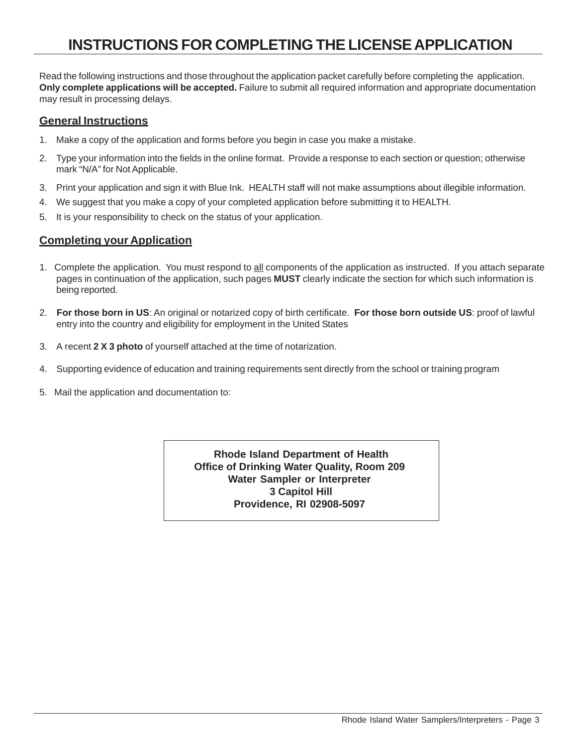# INSTRUCTIONS FOR COMPLETING THE LICENSE APPLICATION

Read the following instructions and those throughout the application packet carefully before completing the application. **Only complete applications will be accepted.** Failure to submit all required information and appropriate documentation may result in processing delays.

## General Instructions

1. Make a copy of the application and forms before you begin in case you make a mistake.
2. Type your information into the fields in the online format. Provide a response to each section or question; otherwise mark "N/A" for Not Applicable.
3. Print your application and sign it with Blue Ink. HEALTH staff will not make assumptions about illegible information.
4. We suggest that you make a copy of your completed application before submitting it to HEALTH.
5. It is your responsibility to check on the status of your application.

## Completing your Application

1. Complete the application. You must respond to all components of the application as instructed. If you attach separate pages in continuation of the application, such pages **MUST** clearly indicate the section for which such information is being reported.
2. **For those born in US**: An original or notarized copy of birth certificate. **For those born outside US**: proof of lawful entry into the country and eligibility for employment in the United States
3. A recent **2 X 3 photo** of yourself attached at the time of notarization.
4. Supporting evidence of education and training requirements sent directly from the school or training program
5. Mail the application and documentation to:

**Rhode Island Department of Health**
**Office of Drinking Water Quality, Room 209**
**Water Sampler or Interpreter**
**3 Capitol Hill**
**Providence, RI 02908-5097**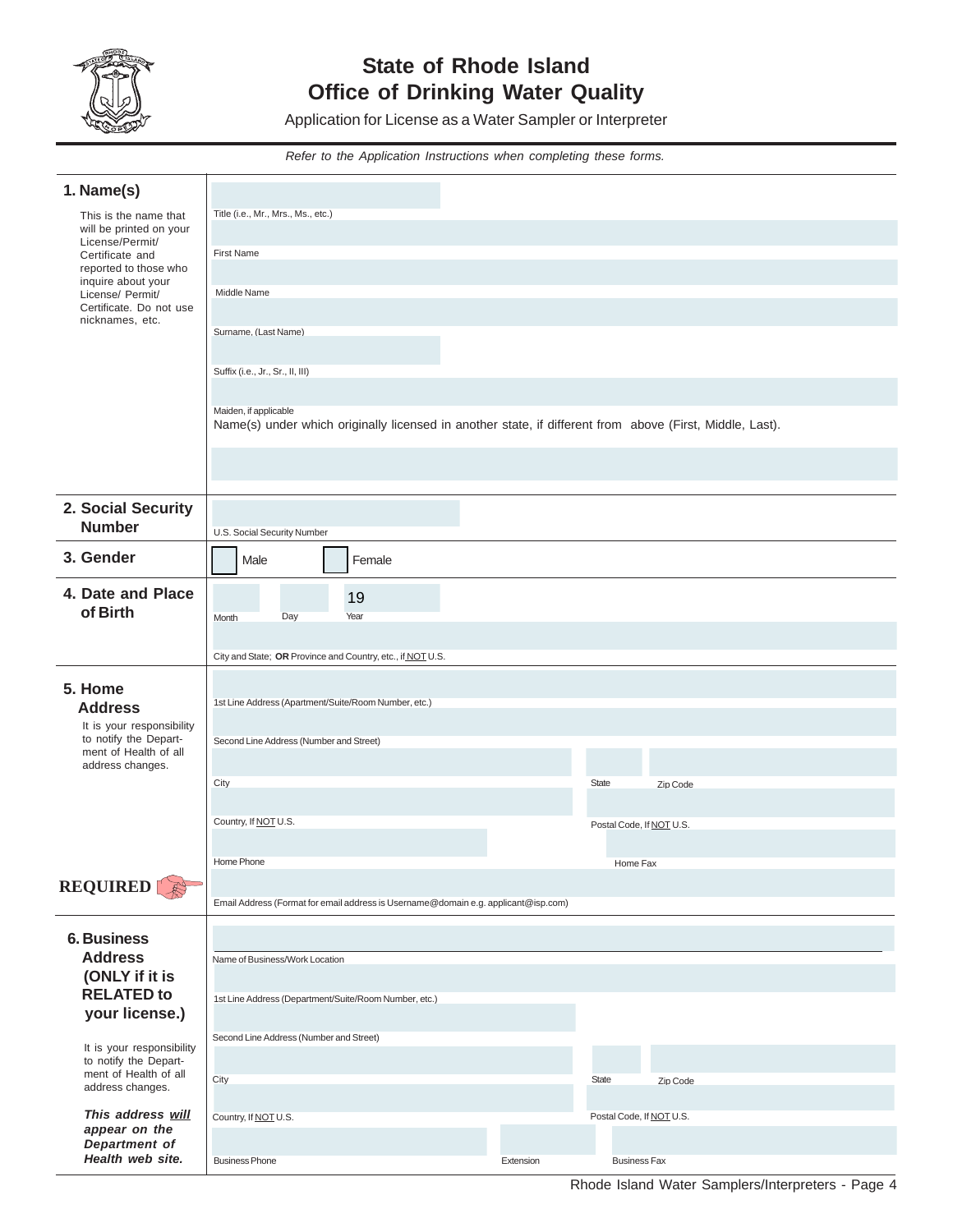# State of Rhode Island
## Office of Drinking Water Quality

Application for License as a Water Sampler or Interpreter

*Refer to the Application Instructions when completing these forms.*

### 1. Name(s)

This is the name that will be printed on your License/Permit/ Certificate and reported to those who inquire about your License/ Permit/ Certificate. Do not use nicknames, etc.

Title (i.e., Mr., Mrs., Ms., etc.)

First Name

Middle Name

Surname, (Last Name)

Suffix (i.e., Jr., Sr., II, III)

Maiden, if applicable

Name(s) under which originally licensed in another state, if different from above (First, Middle, Last).

### 2. Social Security Number

U.S. Social Security Number

### 3. Gender

☐ Male ☐ Female

### 4. Date and Place of Birth

Month Day 19 Year

City and State; **OR** Province and Country, etc., if NOT U.S.

### 5. Home Address

It is your responsibility to notify the Department of Health of all address changes.

1st Line Address (Apartment/Suite/Room Number, etc.)

Second Line Address (Number and Street)

City State Zip Code

Country, If NOT U.S. Postal Code, If NOT U.S.

Home Phone Home Fax

**REQUIRED**

Email Address (Format for email address is Username@domain e.g. applicant@isp.com)

### 6. Business Address (ONLY if it is RELATED to your license.)

It is your responsibility to notify the Department of Health of all address changes.

***This address will appear on the Department of Health web site.***

Name of Business/Work Location

1st Line Address (Department/Suite/Room Number, etc.)

Second Line Address (Number and Street)

City State Zip Code

Country, If NOT U.S. Postal Code, If NOT U.S.

Business Phone Extension Business Fax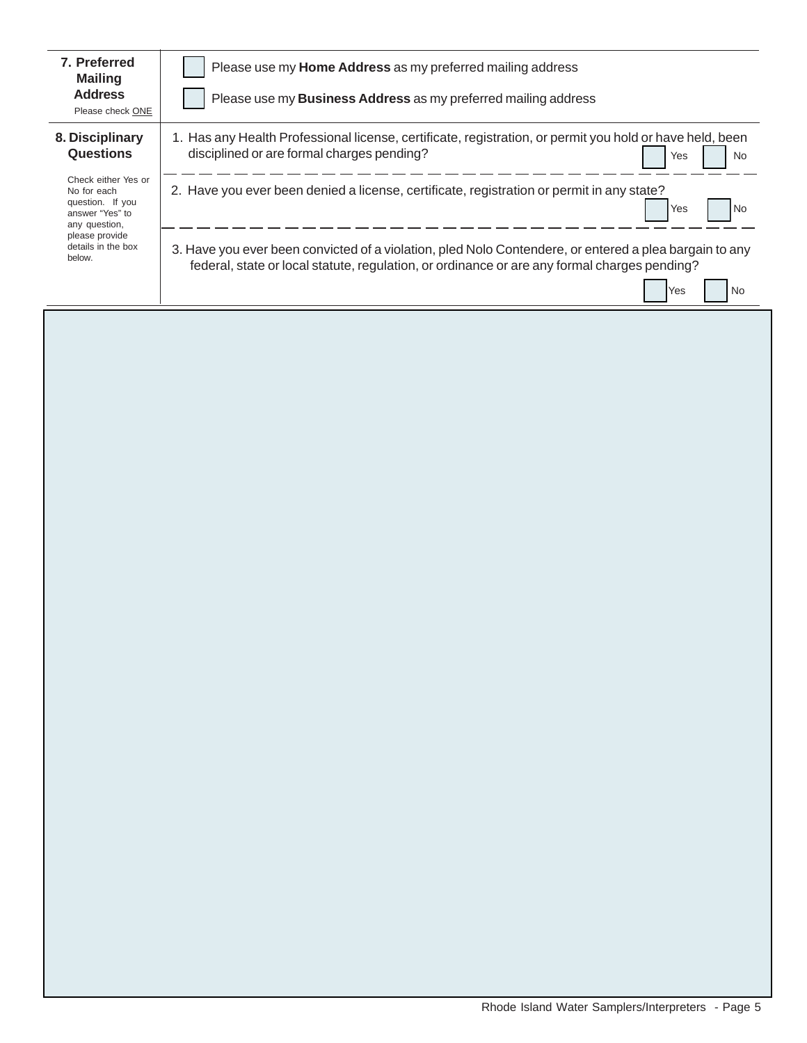## 7. Preferred Mailing Address

Please check ONE

- ☐ Please use my **Home Address** as my preferred mailing address
- ☐ Please use my **Business Address** as my preferred mailing address

## 8. Disciplinary Questions

Check either Yes or No for each question. If you answer "Yes" to any question, please provide details in the box below.

1. Has any Health Professional license, certificate, registration, or permit you hold or have held, been disciplined or are formal charges pending? ☐ Yes ☐ No

2. Have you ever been denied a license, certificate, registration or permit in any state? ☐ Yes ☐ No

3. Have you ever been convicted of a violation, pled Nolo Contendere, or entered a plea bargain to any federal, state or local statute, regulation, or ordinance or are any formal charges pending? ☐ Yes ☐ No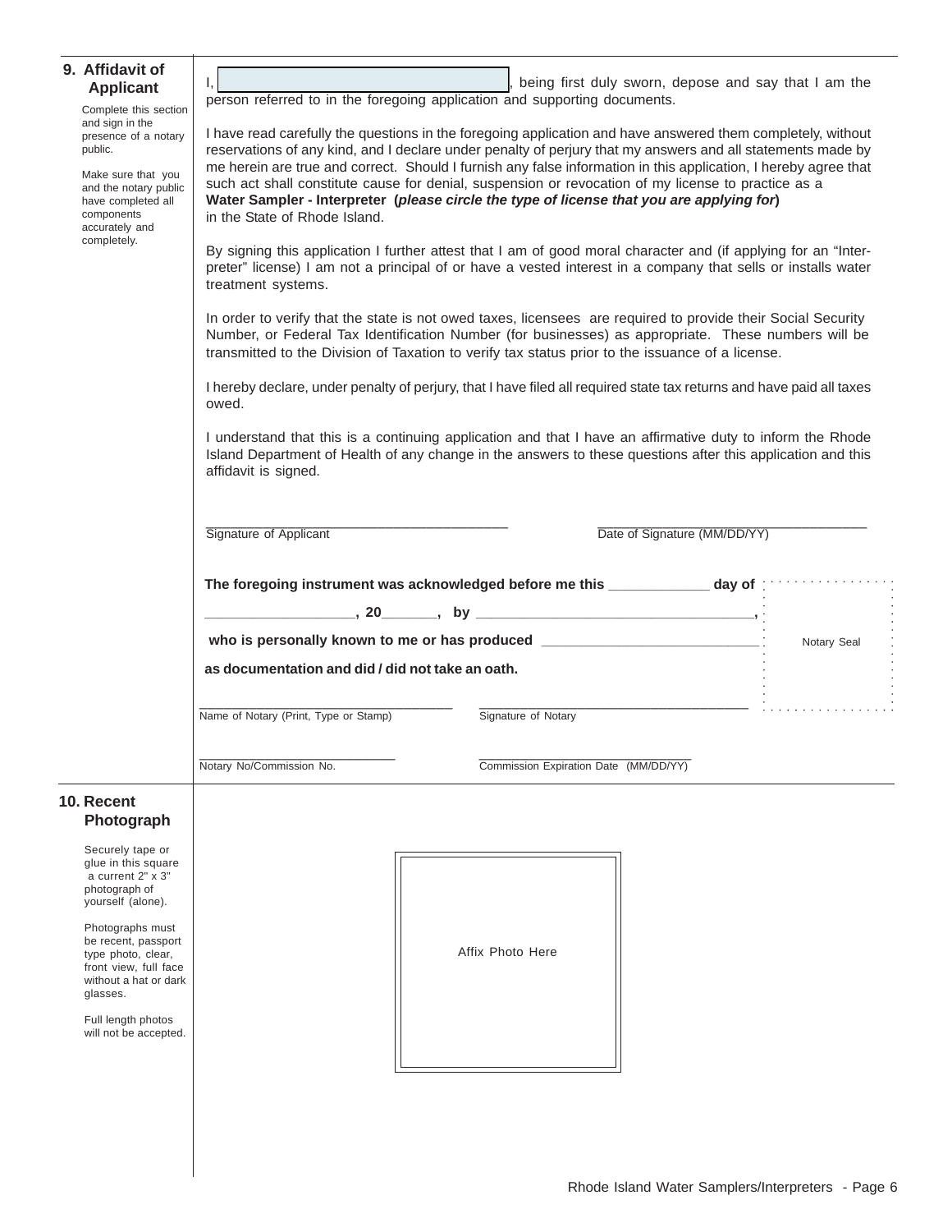## 9. Affidavit of Applicant

Complete this section and sign in the presence of a notary public.

Make sure that you and the notary public have completed all components accurately and completely.

I, ____________________, being first duly sworn, depose and say that I am the person referred to in the foregoing application and supporting documents.

I have read carefully the questions in the foregoing application and have answered them completely, without reservations of any kind, and I declare under penalty of perjury that my answers and all statements made by me herein are true and correct. Should I furnish any false information in this application, I hereby agree that such act shall constitute cause for denial, suspension or revocation of my license to practice as a **Water Sampler - Interpreter (*please circle the type of license that you are applying for*)** in the State of Rhode Island.

By signing this application I further attest that I am of good moral character and (if applying for an "Interpreter" license) I am not a principal of or have a vested interest in a company that sells or installs water treatment systems.

In order to verify that the state is not owed taxes, licensees are required to provide their Social Security Number, or Federal Tax Identification Number (for businesses) as appropriate. These numbers will be transmitted to the Division of Taxation to verify tax status prior to the issuance of a license.

I hereby declare, under penalty of perjury, that I have filed all required state tax returns and have paid all taxes owed.

I understand that this is a continuing application and that I have an affirmative duty to inform the Rhode Island Department of Health of any change in the answers to these questions after this application and this affidavit is signed.

______________________________ Signature of Applicant

______________________________ Date of Signature (MM/DD/YY)

**The foregoing instrument was acknowledged before me this ____________ day of __________________, 20_______, by ______________________________, who is personally known to me or has produced ____________________________ as documentation and did / did not take an oath.**

Notary Seal

______________________________ Name of Notary (Print, Type or Stamp)

______________________________ Signature of Notary

______________________________ Notary No/Commission No.

______________________________ Commission Expiration Date (MM/DD/YY)

## 10. Recent Photograph

Securely tape or glue in this square a current 2" x 3" photograph of yourself (alone).

Photographs must be recent, passport type photo, clear, front view, full face without a hat or dark glasses.

Full length photos will not be accepted.

Affix Photo Here